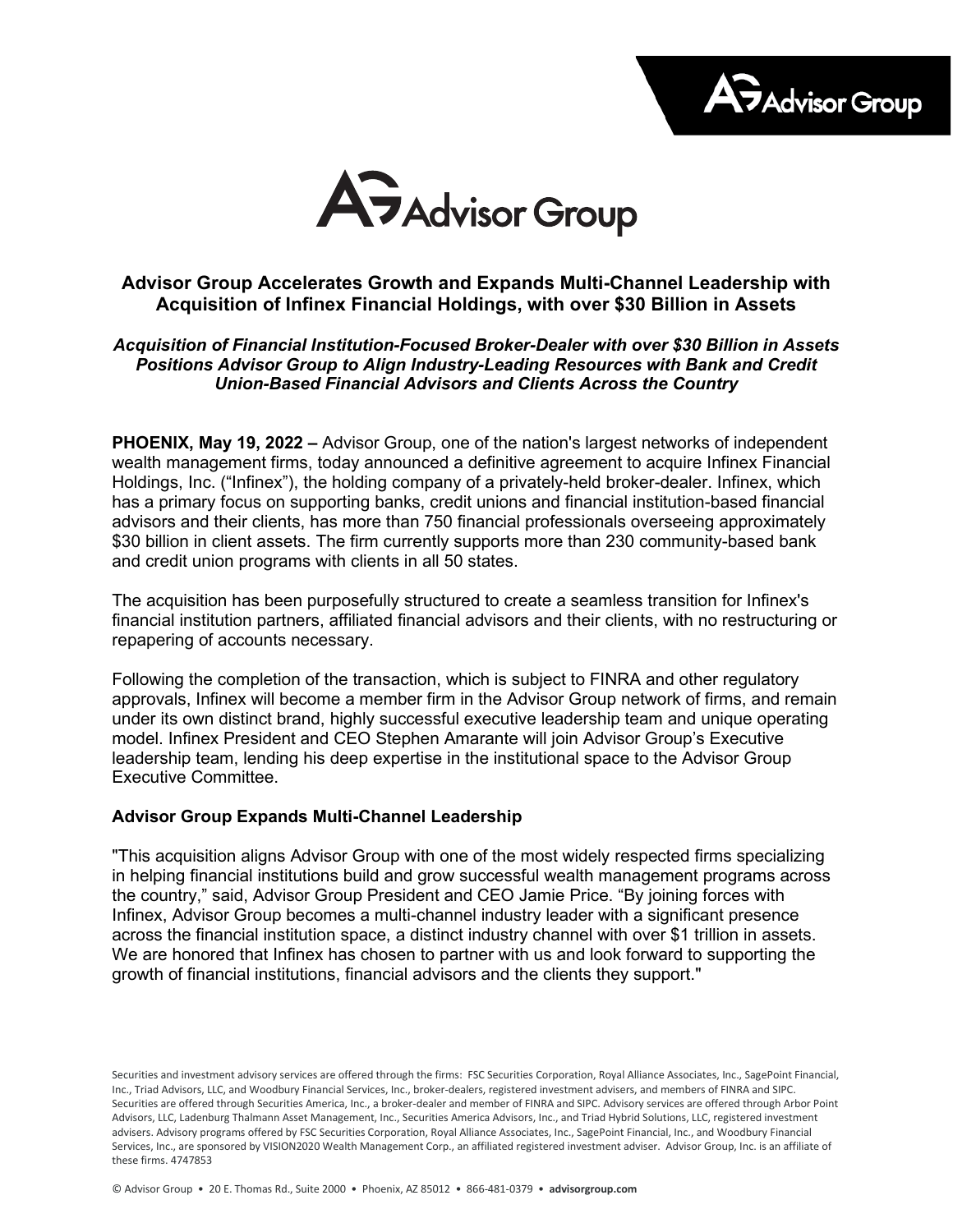# Advisor Group Accelerates Growth and Expands Multi-Channel Leadership with Acquisition of Infinex Financial Holdings, with over $30 Billion in Assets

***Acquisition of Financial Institution-Focused Broker-Dealer with over $30 Billion in Assets Positions Advisor Group to Align Industry-Leading Resources with Bank and Credit Union-Based Financial Advisors and Clients Across the Country***

**PHOENIX, May 19, 2022 –** Advisor Group, one of the nation's largest networks of independent wealth management firms, today announced a definitive agreement to acquire Infinex Financial Holdings, Inc. ("Infinex"), the holding company of a privately-held broker-dealer. Infinex, which has a primary focus on supporting banks, credit unions and financial institution-based financial advisors and their clients, has more than 750 financial professionals overseeing approximately $30 billion in client assets. The firm currently supports more than 230 community-based bank and credit union programs with clients in all 50 states.

The acquisition has been purposefully structured to create a seamless transition for Infinex's financial institution partners, affiliated financial advisors and their clients, with no restructuring or repapering of accounts necessary.

Following the completion of the transaction, which is subject to FINRA and other regulatory approvals, Infinex will become a member firm in the Advisor Group network of firms, and remain under its own distinct brand, highly successful executive leadership team and unique operating model. Infinex President and CEO Stephen Amarante will join Advisor Group's Executive leadership team, lending his deep expertise in the institutional space to the Advisor Group Executive Committee.

## Advisor Group Expands Multi-Channel Leadership

"This acquisition aligns Advisor Group with one of the most widely respected firms specializing in helping financial institutions build and grow successful wealth management programs across the country," said, Advisor Group President and CEO Jamie Price. "By joining forces with Infinex, Advisor Group becomes a multi-channel industry leader with a significant presence across the financial institution space, a distinct industry channel with over $1 trillion in assets. We are honored that Infinex has chosen to partner with us and look forward to supporting the growth of financial institutions, financial advisors and the clients they support."

Securities and investment advisory services are offered through the firms: FSC Securities Corporation, Royal Alliance Associates, Inc., SagePoint Financial, Inc., Triad Advisors, LLC, and Woodbury Financial Services, Inc., broker-dealers, registered investment advisers, and members of FINRA and SIPC. Securities are offered through Securities America, Inc., a broker-dealer and member of FINRA and SIPC. Advisory services are offered through Arbor Point Advisors, LLC, Ladenburg Thalmann Asset Management, Inc., Securities America Advisors, Inc., and Triad Hybrid Solutions, LLC, registered investment advisers. Advisory programs offered by FSC Securities Corporation, Royal Alliance Associates, Inc., SagePoint Financial, Inc., and Woodbury Financial Services, Inc., are sponsored by VISION2020 Wealth Management Corp., an affiliated registered investment adviser. Advisor Group, Inc. is an affiliate of these firms. 4747853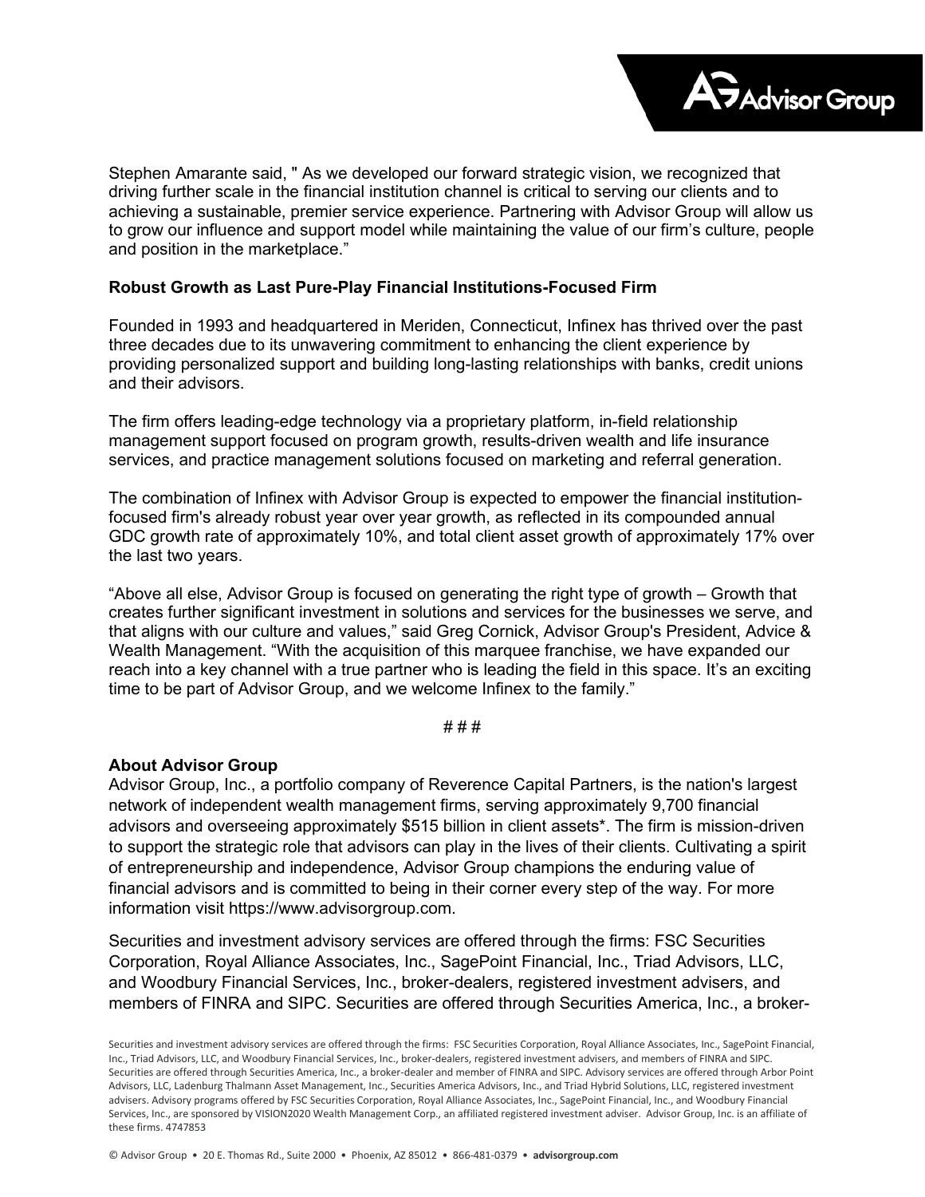Stephen Amarante said, " As we developed our forward strategic vision, we recognized that driving further scale in the financial institution channel is critical to serving our clients and to achieving a sustainable, premier service experience. Partnering with Advisor Group will allow us to grow our influence and support model while maintaining the value of our firm's culture, people and position in the marketplace."

**Robust Growth as Last Pure-Play Financial Institutions-Focused Firm**

Founded in 1993 and headquartered in Meriden, Connecticut, Infinex has thrived over the past three decades due to its unwavering commitment to enhancing the client experience by providing personalized support and building long-lasting relationships with banks, credit unions and their advisors.

The firm offers leading-edge technology via a proprietary platform, in-field relationship management support focused on program growth, results-driven wealth and life insurance services, and practice management solutions focused on marketing and referral generation.

The combination of Infinex with Advisor Group is expected to empower the financial institution-focused firm's already robust year over year growth, as reflected in its compounded annual GDC growth rate of approximately 10%, and total client asset growth of approximately 17% over the last two years.

"Above all else, Advisor Group is focused on generating the right type of growth – Growth that creates further significant investment in solutions and services for the businesses we serve, and that aligns with our culture and values," said Greg Cornick, Advisor Group's President, Advice & Wealth Management. "With the acquisition of this marquee franchise, we have expanded our reach into a key channel with a true partner who is leading the field in this space. It's an exciting time to be part of Advisor Group, and we welcome Infinex to the family."

# # #

**About Advisor Group**

Advisor Group, Inc., a portfolio company of Reverence Capital Partners, is the nation's largest network of independent wealth management firms, serving approximately 9,700 financial advisors and overseeing approximately $515 billion in client assets*. The firm is mission-driven to support the strategic role that advisors can play in the lives of their clients. Cultivating a spirit of entrepreneurship and independence, Advisor Group champions the enduring value of financial advisors and is committed to being in their corner every step of the way. For more information visit https://www.advisorgroup.com.

Securities and investment advisory services are offered through the firms: FSC Securities Corporation, Royal Alliance Associates, Inc., SagePoint Financial, Inc., Triad Advisors, LLC, and Woodbury Financial Services, Inc., broker-dealers, registered investment advisers, and members of FINRA and SIPC. Securities are offered through Securities America, Inc., a broker-

Securities and investment advisory services are offered through the firms: FSC Securities Corporation, Royal Alliance Associates, Inc., SagePoint Financial, Inc., Triad Advisors, LLC, and Woodbury Financial Services, Inc., broker-dealers, registered investment advisers, and members of FINRA and SIPC. Securities are offered through Securities America, Inc., a broker-dealer and member of FINRA and SIPC. Advisory services are offered through Arbor Point Advisors, LLC, Ladenburg Thalmann Asset Management, Inc., Securities America Advisors, Inc., and Triad Hybrid Solutions, LLC, registered investment advisers. Advisory programs offered by FSC Securities Corporation, Royal Alliance Associates, Inc., SagePoint Financial, Inc., and Woodbury Financial Services, Inc., are sponsored by VISION2020 Wealth Management Corp., an affiliated registered investment adviser. Advisor Group, Inc. is an affiliate of these firms. 4747853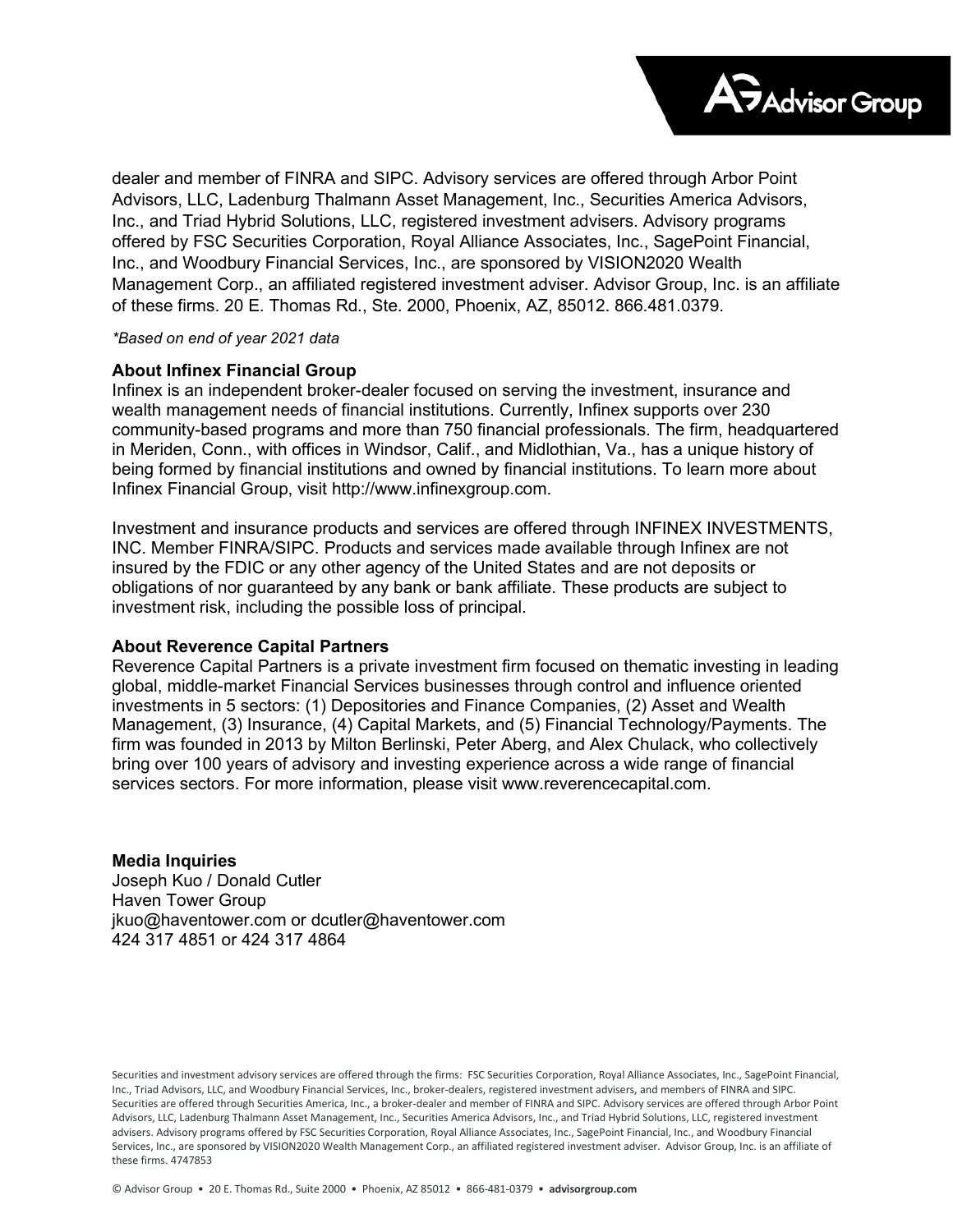dealer and member of FINRA and SIPC. Advisory services are offered through Arbor Point Advisors, LLC, Ladenburg Thalmann Asset Management, Inc., Securities America Advisors, Inc., and Triad Hybrid Solutions, LLC, registered investment advisers. Advisory programs offered by FSC Securities Corporation, Royal Alliance Associates, Inc., SagePoint Financial, Inc., and Woodbury Financial Services, Inc., are sponsored by VISION2020 Wealth Management Corp., an affiliated registered investment adviser. Advisor Group, Inc. is an affiliate of these firms. 20 E. Thomas Rd., Ste. 2000, Phoenix, AZ, 85012. 866.481.0379.

*\*Based on end of year 2021 data*

**About Infinex Financial Group**
Infinex is an independent broker-dealer focused on serving the investment, insurance and wealth management needs of financial institutions. Currently, Infinex supports over 230 community-based programs and more than 750 financial professionals. The firm, headquartered in Meriden, Conn., with offices in Windsor, Calif., and Midlothian, Va., has a unique history of being formed by financial institutions and owned by financial institutions. To learn more about Infinex Financial Group, visit http://www.infinexgroup.com.

Investment and insurance products and services are offered through INFINEX INVESTMENTS, INC. Member FINRA/SIPC. Products and services made available through Infinex are not insured by the FDIC or any other agency of the United States and are not deposits or obligations of nor guaranteed by any bank or bank affiliate. These products are subject to investment risk, including the possible loss of principal.

**About Reverence Capital Partners**
Reverence Capital Partners is a private investment firm focused on thematic investing in leading global, middle-market Financial Services businesses through control and influence oriented investments in 5 sectors: (1) Depositories and Finance Companies, (2) Asset and Wealth Management, (3) Insurance, (4) Capital Markets, and (5) Financial Technology/Payments. The firm was founded in 2013 by Milton Berlinski, Peter Aberg, and Alex Chulack, who collectively bring over 100 years of advisory and investing experience across a wide range of financial services sectors. For more information, please visit www.reverencecapital.com.

**Media Inquiries**
Joseph Kuo / Donald Cutler
Haven Tower Group
jkuo@haventower.com or dcutler@haventower.com
424 317 4851 or 424 317 4864

Securities and investment advisory services are offered through the firms: FSC Securities Corporation, Royal Alliance Associates, Inc., SagePoint Financial, Inc., Triad Advisors, LLC, and Woodbury Financial Services, Inc., broker-dealers, registered investment advisers, and members of FINRA and SIPC. Securities are offered through Securities America, Inc., a broker-dealer and member of FINRA and SIPC. Advisory services are offered through Arbor Point Advisors, LLC, Ladenburg Thalmann Asset Management, Inc., Securities America Advisors, Inc., and Triad Hybrid Solutions, LLC, registered investment advisers. Advisory programs offered by FSC Securities Corporation, Royal Alliance Associates, Inc., SagePoint Financial, Inc., and Woodbury Financial Services, Inc., are sponsored by VISION2020 Wealth Management Corp., an affiliated registered investment adviser. Advisor Group, Inc. is an affiliate of these firms. 4747853